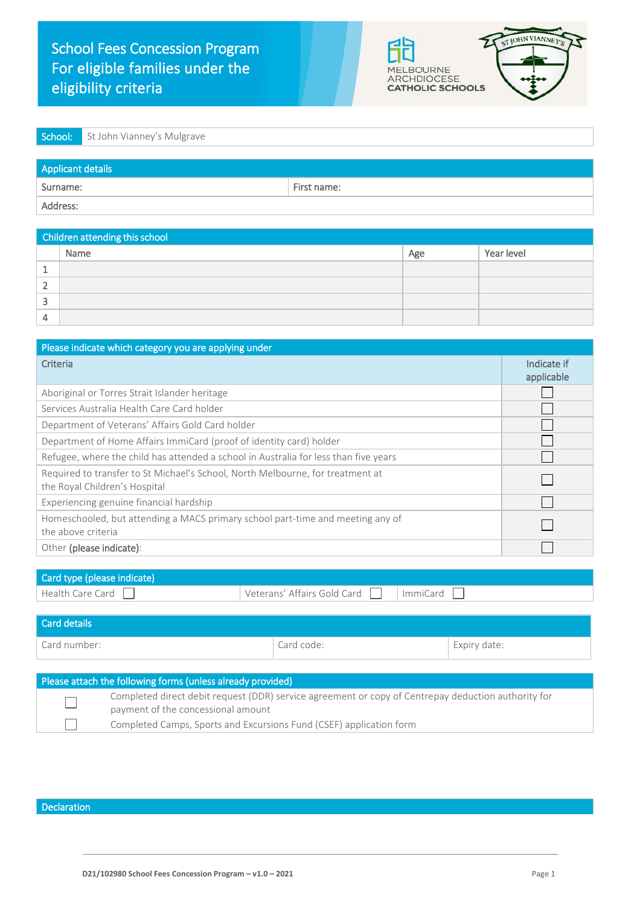# School Fees Concession Program For eligible families under the eligibility criteria

MELBOURNE ARCHDIOCESE CATHOLIC SCHOOLS

ST JOHN VIANNEY'S

| School: | St John Vianney's Mulgrave |
|---|---|

| Applicant details | |
|---|---|
| Surname: | First name: |
| Address: | |

| Children attending this school | | | |
|---|---|---|---|
| | Name | Age | Year level |
| 1 | | | |
| 2 | | | |
| 3 | | | |
| 4 | | | |

| Please indicate which category you are applying under | |
|---|---|
| Criteria | Indicate if applicable |
| Aboriginal or Torres Strait Islander heritage | ☐ |
| Services Australia Health Care Card holder | ☐ |
| Department of Veterans' Affairs Gold Card holder | ☐ |
| Department of Home Affairs ImmiCard (proof of identity card) holder | ☐ |
| Refugee, where the child has attended a school in Australia for less than five years | ☐ |
| Required to transfer to St Michael's School, North Melbourne, for treatment at the Royal Children's Hospital | ☐ |
| Experiencing genuine financial hardship | ☐ |
| Homeschooled, but attending a MACS primary school part-time and meeting any of the above criteria | ☐ |
| Other **(please indicate)**: | ☐ |

| Card type (please indicate) | | |
|---|---|---|
| Health Care Card ☐ | Veterans' Affairs Gold Card ☐ | ImmiCard ☐ |

| Card details | | |
|---|---|---|
| Card number: | Card code: | Expiry date: |

| Please attach the following forms (unless already provided) | |
|---|---|
| ☐ | Completed direct debit request (DDR) service agreement or copy of Centrepay deduction authority for payment of the concessional amount |
| ☐ | Completed Camps, Sports and Excursions Fund (CSEF) application form |

## Declaration

D21/102980 School Fees Concession Program – v1.0 – 2021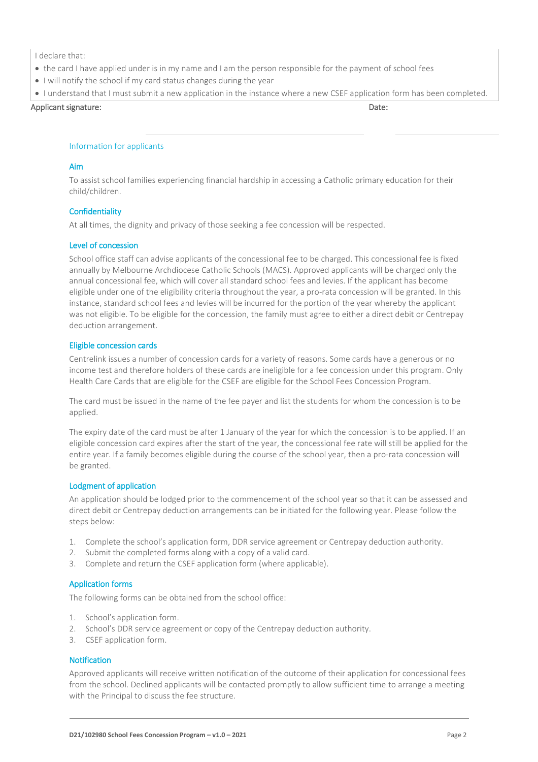I declare that:

- the card I have applied under is in my name and I am the person responsible for the payment of school fees
- I will notify the school if my card status changes during the year
- I understand that I must submit a new application in the instance where a new CSEF application form has been completed.

**Applicant signature:** **Date:**

## Information for applicants

### Aim

To assist school families experiencing financial hardship in accessing a Catholic primary education for their child/children.

### Confidentiality

At all times, the dignity and privacy of those seeking a fee concession will be respected.

### Level of concession

School office staff can advise applicants of the concessional fee to be charged. This concessional fee is fixed annually by Melbourne Archdiocese Catholic Schools (MACS). Approved applicants will be charged only the annual concessional fee, which will cover all standard school fees and levies. If the applicant has become eligible under one of the eligibility criteria throughout the year, a pro-rata concession will be granted. In this instance, standard school fees and levies will be incurred for the portion of the year whereby the applicant was not eligible. To be eligible for the concession, the family must agree to either a direct debit or Centrepay deduction arrangement.

### Eligible concession cards

Centrelink issues a number of concession cards for a variety of reasons. Some cards have a generous or no income test and therefore holders of these cards are ineligible for a fee concession under this program. Only Health Care Cards that are eligible for the CSEF are eligible for the School Fees Concession Program.

The card must be issued in the name of the fee payer and list the students for whom the concession is to be applied.

The expiry date of the card must be after 1 January of the year for which the concession is to be applied. If an eligible concession card expires after the start of the year, the concessional fee rate will still be applied for the entire year. If a family becomes eligible during the course of the school year, then a pro-rata concession will be granted.

### Lodgment of application

An application should be lodged prior to the commencement of the school year so that it can be assessed and direct debit or Centrepay deduction arrangements can be initiated for the following year. Please follow the steps below:

1. Complete the school's application form, DDR service agreement or Centrepay deduction authority.
2. Submit the completed forms along with a copy of a valid card.
3. Complete and return the CSEF application form (where applicable).

### Application forms

The following forms can be obtained from the school office:

1. School's application form.
2. School's DDR service agreement or copy of the Centrepay deduction authority.
3. CSEF application form.

### Notification

Approved applicants will receive written notification of the outcome of their application for concessional fees from the school. Declined applicants will be contacted promptly to allow sufficient time to arrange a meeting with the Principal to discuss the fee structure.

**D21/102980 School Fees Concession Program – v1.0 – 2021**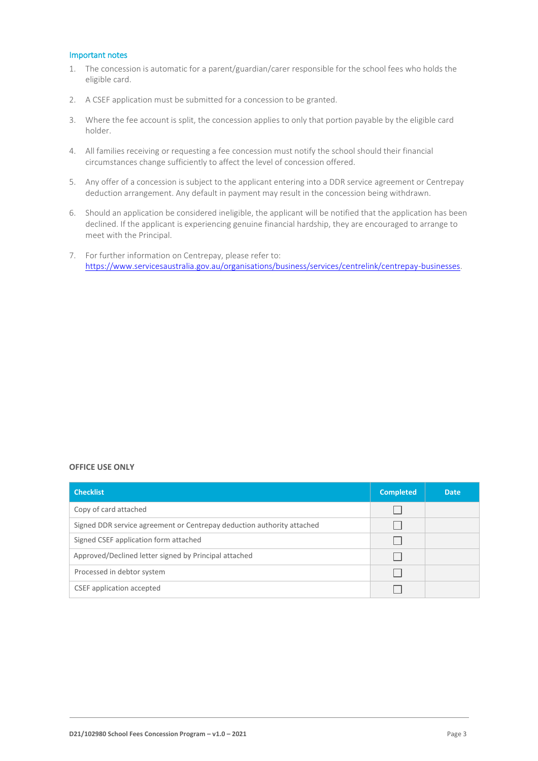## Important notes

1. The concession is automatic for a parent/guardian/carer responsible for the school fees who holds the eligible card.
2. A CSEF application must be submitted for a concession to be granted.
3. Where the fee account is split, the concession applies to only that portion payable by the eligible card holder.
4. All families receiving or requesting a fee concession must notify the school should their financial circumstances change sufficiently to affect the level of concession offered.
5. Any offer of a concession is subject to the applicant entering into a DDR service agreement or Centrepay deduction arrangement. Any default in payment may result in the concession being withdrawn.
6. Should an application be considered ineligible, the applicant will be notified that the application has been declined. If the applicant is experiencing genuine financial hardship, they are encouraged to arrange to meet with the Principal.
7. For further information on Centrepay, please refer to: https://www.servicesaustralia.gov.au/organisations/business/services/centrelink/centrepay-businesses.

**OFFICE USE ONLY**

| Checklist | Completed | Date |
|---|---|---|
| Copy of card attached | ☐ | |
| Signed DDR service agreement or Centrepay deduction authority attached | ☐ | |
| Signed CSEF application form attached | ☐ | |
| Approved/Declined letter signed by Principal attached | ☐ | |
| Processed in debtor system | ☐ | |
| CSEF application accepted | ☐ | |

D21/102980 School Fees Concession Program – v1.0 – 2021